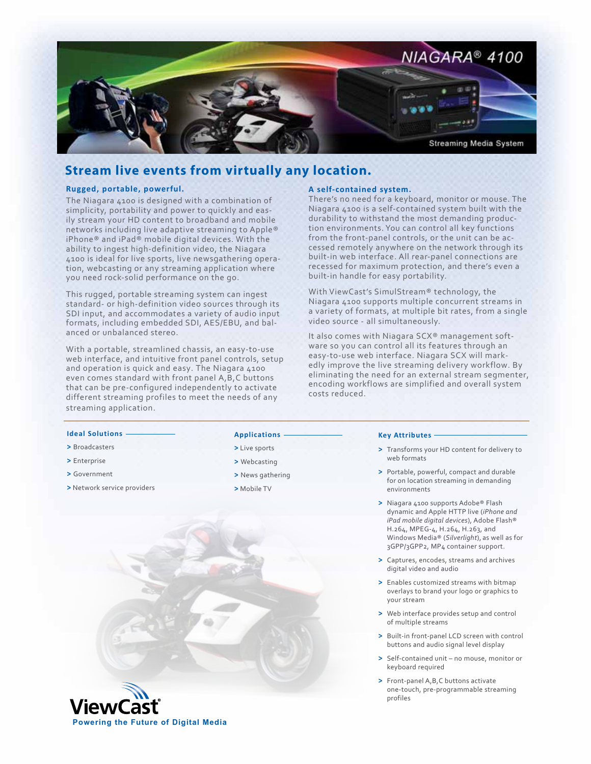# NIAGARA® 4100

Streaming Media System

## Stream live events from virtually any location.

### Rugged, portable, powerful.

The Niagara 4100 is designed with a combination of simplicity, portability and power to quickly and easily stream your HD content to broadband and mobile networks including live adaptive streaming to Apple® iPhone® and iPad® mobile digital devices. With the ability to ingest high-definition video, the Niagara 4100 is ideal for live sports, live newsgathering operation, webcasting or any streaming application where you need rock-solid performance on the go.

This rugged, portable streaming system can ingest standard- or high-definition video sources through its SDI input, and accommodates a variety of audio input formats, including embedded SDI, AES/EBU, and balanced or unbalanced stereo.

With a portable, streamlined chassis, an easy-to-use web interface, and intuitive front panel controls, setup and operation is quick and easy. The Niagara 4100 even comes standard with front panel A,B,C buttons that can be pre-configured independently to activate different streaming profiles to meet the needs of any streaming application.

### A self-contained system.

There's no need for a keyboard, monitor or mouse. The Niagara 4100 is a self-contained system built with the durability to withstand the most demanding production environments. You can control all key functions from the front-panel controls, or the unit can be accessed remotely anywhere on the network through its built-in web interface. All rear-panel connections are recessed for maximum protection, and there's even a built-in handle for easy portability.

With ViewCast's SimulStream® technology, the Niagara 4100 supports multiple concurrent streams in a variety of formats, at multiple bit rates, from a single video source - all simultaneously.

It also comes with Niagara SCX® management software so you can control all its features through an easy-to-use web interface. Niagara SCX will markedly improve the live streaming delivery workflow. By eliminating the need for an external stream segmenter, encoding workflows are simplified and overall system costs reduced.

### Ideal Solutions

- Broadcasters
- Enterprise
- Government
- Network service providers

### Applications

- Live sports
- Webcasting
- News gathering
- Mobile TV

### Key Attributes

- Transforms your HD content for delivery to web formats
- Portable, powerful, compact and durable for on location streaming in demanding environments
- Niagara 4100 supports Adobe® Flash dynamic and Apple HTTP live (*iPhone and iPad mobile digital devices*), Adobe Flash® H.264, MPEG-4, H.264, H.263, and Windows Media® (*Silverlight*), as well as for 3GPP/3GPP2, MP4 container support.
- Captures, encodes, streams and archives digital video and audio
- Enables customized streams with bitmap overlays to brand your logo or graphics to your stream
- Web interface provides setup and control of multiple streams
- Built-in front-panel LCD screen with control buttons and audio signal level display
- Self-contained unit – no mouse, monitor or keyboard required
- Front-panel A,B,C buttons activate one-touch, pre-programmable streaming profiles

ViewCast®

Powering the Future of Digital Media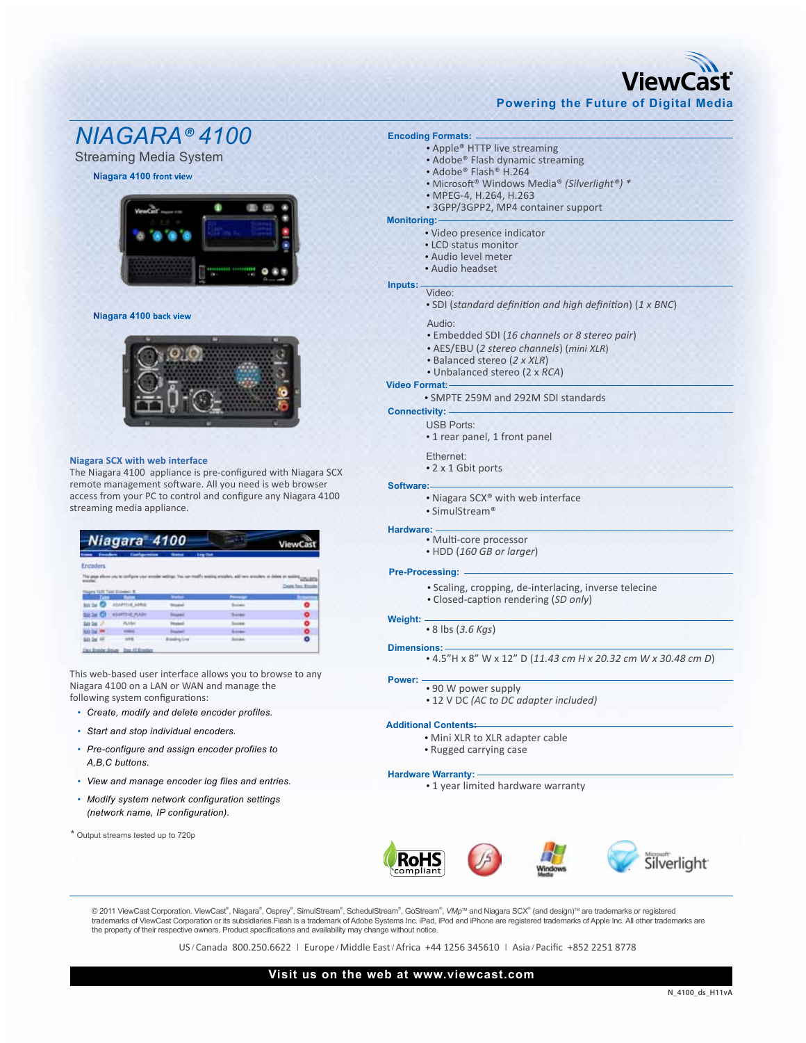ViewCast

Powering the Future of Digital Media

# NIAGARA® 4100

## Streaming Media System

Niagara 4100 front view

Niagara 4100 back view

### Niagara SCX with web interface

The Niagara 4100 appliance is pre-configured with Niagara SCX remote management software. All you need is web browser access from your PC to control and configure any Niagara 4100 streaming media appliance.

This web-based user interface allows you to browse to any Niagara 4100 on a LAN or WAN and manage the following system configurations:

- *Create, modify and delete encoder profiles.*
- *Start and stop individual encoders.*
- *Pre-configure and assign encoder profiles to A,B,C buttons.*
- *View and manage encoder log files and entries.*
- *Modify system network configuration settings (network name, IP configuration).*

* Output streams tested up to 720p

**Encoding Formats:**

- Apple® HTTP live streaming
- Adobe® Flash dynamic streaming
- Adobe® Flash® H.264
- Microsoft® Windows Media® *(Silverlight®)* *
- MPEG-4, H.264, H.263
- 3GPP/3GPP2, MP4 container support

**Monitoring:**

- Video presence indicator
- LCD status monitor
- Audio level meter
- Audio headset

**Inputs:**

Video:

- SDI (*standard definition and high definition*) (*1 x BNC*)

Audio:

- Embedded SDI (*16 channels or 8 stereo pair*)
- AES/EBU (*2 stereo channels*) (*mini XLR*)
- Balanced stereo (*2 x XLR*)
- Unbalanced stereo (2 x *RCA*)

**Video Format:**

- SMPTE 259M and 292M SDI standards

**Connectivity:**

USB Ports:

- 1 rear panel, 1 front panel

Ethernet:

- 2 x 1 Gbit ports

**Software:**

- Niagara SCX® with web interface
- SimulStream®

**Hardware:**

- Multi-core processor
- HDD (*160 GB or larger*)

**Pre-Processing:**

- Scaling, cropping, de-interlacing, inverse telecine
- Closed-caption rendering (*SD only*)

**Weight:**

- 8 lbs (*3.6 Kgs*)

**Dimensions:**

- 4.5"H x 8" W x 12" D (*11.43 cm H x 20.32 cm W x 30.48 cm D*)

**Power:**

- 90 W power supply
- 12 V DC *(AC to DC adapter included)*

**Additional Contents:**

- Mini XLR to XLR adapter cable
- Rugged carrying case

**Hardware Warranty:**

- 1 year limited hardware warranty

© 2011 ViewCast Corporation. ViewCast®, Niagara®, Osprey®, SimulStream®, SchedulStream®, GoStream®, *VMp*™ and Niagara SCX® (and design)™ are trademarks or registered trademarks of ViewCast Corporation or its subsidiaries.Flash is a trademark of Adobe Systems Inc. iPad, iPod and iPhone are registered trademarks of Apple Inc. All other trademarks are the property of their respective owners. Product specifications and availability may change without notice.

US / Canada 800.250.6622 | Europe / Middle East / Africa +44 1256 345610 | Asia / Pacific +852 2251 8778

**Visit us on the web at www.viewcast.com**

N_4100_ds_H11vA